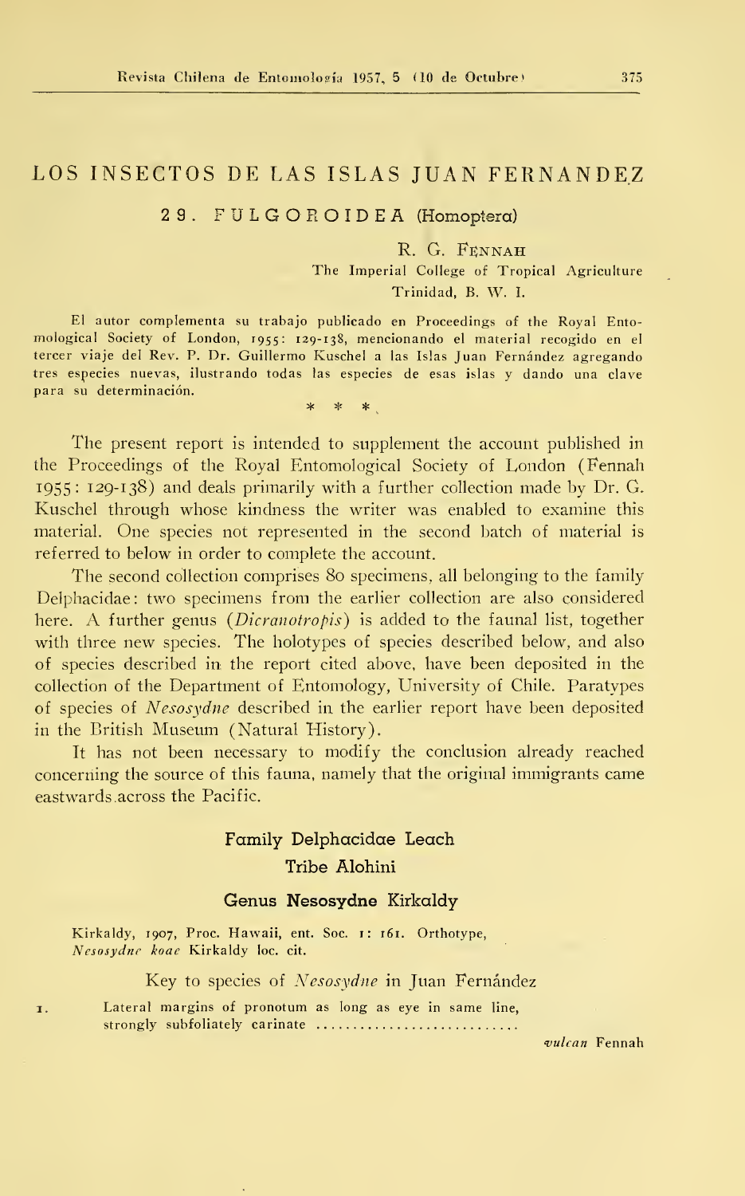# LOS INSECTOS DE LAS ISLAS JUAN FERNANDEZ

## 29. FULGOROIDEA (Homoptera)

R. G. FENNAH
The Imperial College of Tropical Agriculture
Trinidad, B. W. I.

El autor complementa su trabajo publicado en Proceedings of the Royal Entomological Society of London, 1955: 129-138, mencionando el material recogido en el tercer viaje del Rev. P. Dr. Guillermo Kuschel a las Islas Juan Fernández agregando tres especies nuevas, ilustrando todas las especies de esas islas y dando una clave para su determinación.

\* \* \*

The present report is intended to supplement the account published in the Proceedings of the Royal Entomological Society of London (Fennah 1955: 129-138) and deals primarily with a further collection made by Dr. G. Kuschel through whose kindness the writer was enabled to examine this material. One species not represented in the second batch of material is referred to below in order to complete the account.

The second collection comprises 80 specimens, all belonging to the family Delphacidae: two specimens from the earlier collection are also considered here. A further genus (*Dicranotropis*) is added to the faunal list, together with three new species. The holotypes of species described below, and also of species described in the report cited above, have been deposited in the collection of the Department of Entomology, University of Chile. Paratypes of species of *Nesosydne* described in the earlier report have been deposited in the British Museum (Natural History).

It has not been necessary to modify the conclusion already reached concerning the source of this fauna, namely that the original immigrants came eastwards across the Pacific.

### Family Delphacidae Leach

### Tribe Alohini

### Genus Nesosydne Kirkaldy

Kirkaldy, 1907, Proc. Hawaii, ent. Soc. 1: 161. Orthotype, *Nesosydne koae* Kirkaldy loc. cit.

Key to species of *Nesosydne* in Juan Fernández

1. Lateral margins of pronotum as long as eye in same line, strongly subfoliately carinate ............................ *vulcan* Fennah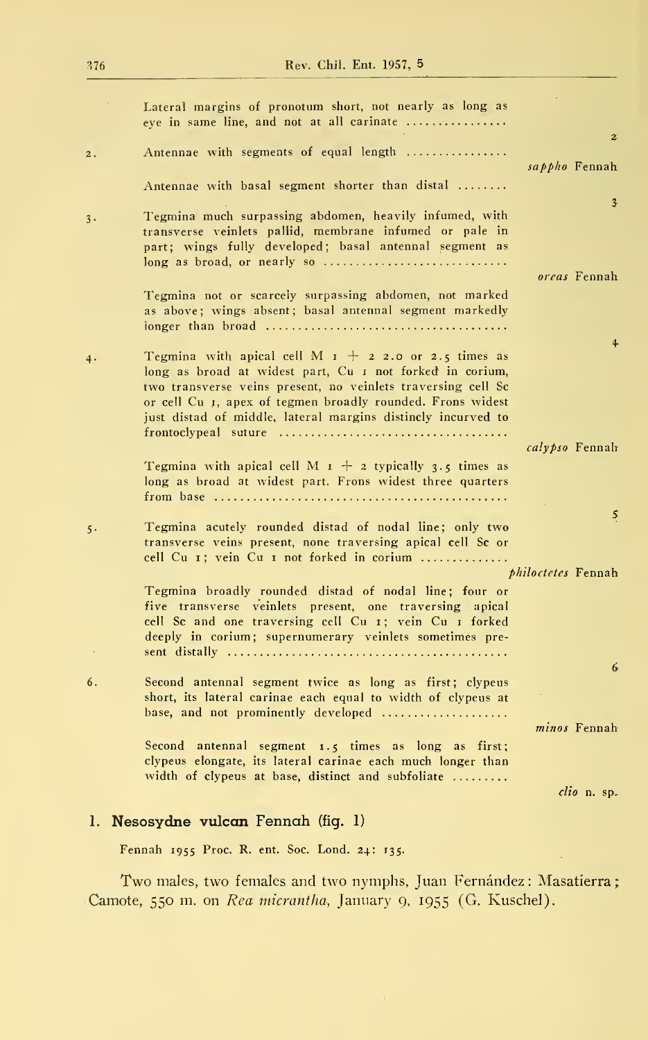Lateral margins of pronotum short, not nearly as long as eye in same line, and not at all carinate ................ 2

2. Antennae with segments of equal length ................ *sappho* Fennah

Antennae with basal segment shorter than distal ........ 3

3. Tegmina much surpassing abdomen, heavily infumed, with transverse veinlets pallid, membrane infumed or pale in part; wings fully developed; basal antennal segment as long as broad, or nearly so ............................ *oreas* Fennah

Tegmina not or scarcely surpassing abdomen, not marked as above; wings absent; basal antennal segment markedly longer than broad ...................................... 4

4. Tegmina with apical cell M 1 + 2 2.0 or 2.5 times as long as broad at widest part, Cu 1 not forked in corium, two transverse veins present, no veinlets traversing cell Sc or cell Cu 1, apex of tegmen broadly rounded. Frons widest just distad of middle, lateral margins distincly incurved to frontoclypeal suture .................................... *calypso* Fennah

Tegmina with apical cell M 1 + 2 typically 3.5 times as long as broad at widest part. Frons widest three quarters from base ............................................ 5

5. Tegmina acutely rounded distad of nodal line; only two transverse veins present, none traversing apical cell Sc or cell Cu 1; vein Cu 1 not forked in corium .............. *philoctetes* Fennah

Tegmina broadly rounded distad of nodal line; four or five transverse veinlets present, one traversing apical cell Sc and one traversing cell Cu 1; vein Cu 1 forked deeply in corium; supernumerary veinlets sometimes present distally ........................................... 6

6. Second antennal segment twice as long as first; clypeus short, its lateral carinae each equal to width of clypeus at base, and not prominently developed .................... *minos* Fennah

Second antennal segment 1.5 times as long as first; clypeus elongate, its lateral carinae each much longer than width of clypeus at base, distinct and subfoliate ......... *clio* n. sp.

## 1. Nesosydne vulcan Fennah (fig. 1)

Fennah 1955 Proc. R. ent. Soc. Lond. 24: 135.

Two males, two females and two nymphs, Juan Fernández: Masatierra; Camote, 550 m. on *Rea micrantha*, January 9, 1955 (G. Kuschel).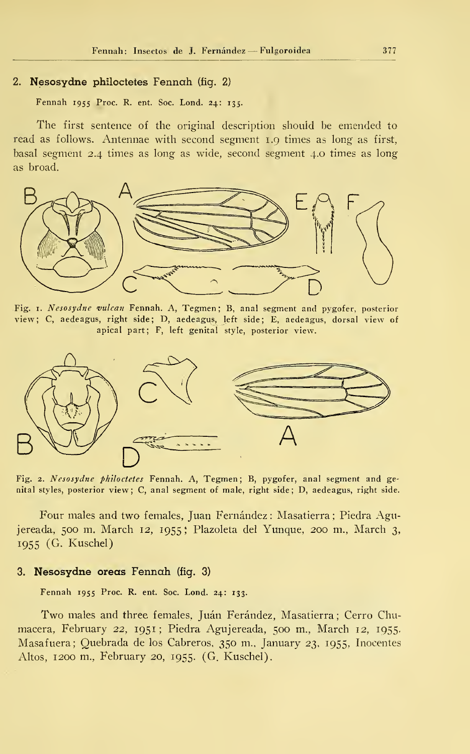## 2. Nesosydne philoctetes Fennah (fig. 2)

Fennah 1955 Proc. R. ent. Soc. Lond. 24: 135.

The first sentence of the original description should be emended to read as follows. Antennae with second segment 1.9 times as long as first, basal segment 2.4 times as long as wide, second segment 4.0 times as long as broad.

Fig. 1. *Nesosydne vulcan* Fennah. A, Tegmen; B, anal segment and pygofer, posterior view; C, aedeagus, right side; D, aedeagus, left side; E, aedeagus, dorsal view of apical part; F, left genital style, posterior view.

Fig. 2. *Nesosydne philoctetes* Fennah. A, Tegmen; B, pygofer, anal segment and genital styles, posterior view; C, anal segment of male, right side; D, aedeagus, right side.

Four males and two females, Juan Fernández: Masatierra; Piedra Agujereada, 500 m. March 12, 1955; Plazoleta del Yunque, 200 m., March 3, 1955 (G. Kuschel)

## 3. Nesosydne oreas Fennah (fig. 3)

Fennah 1955 Proc. R. ent. Soc. Lond. 24: 133.

Two males and three females, Juán Ferández, Masatierra; Cerro Chumacera, February 22, 1951; Piedra Agujereada, 500 m., March 12, 1955. Masafuera; Quebrada de los Cabreros, 350 m., January 23, 1955, Inocentes Altos, 1200 m., February 20, 1955. (G. Kuschel).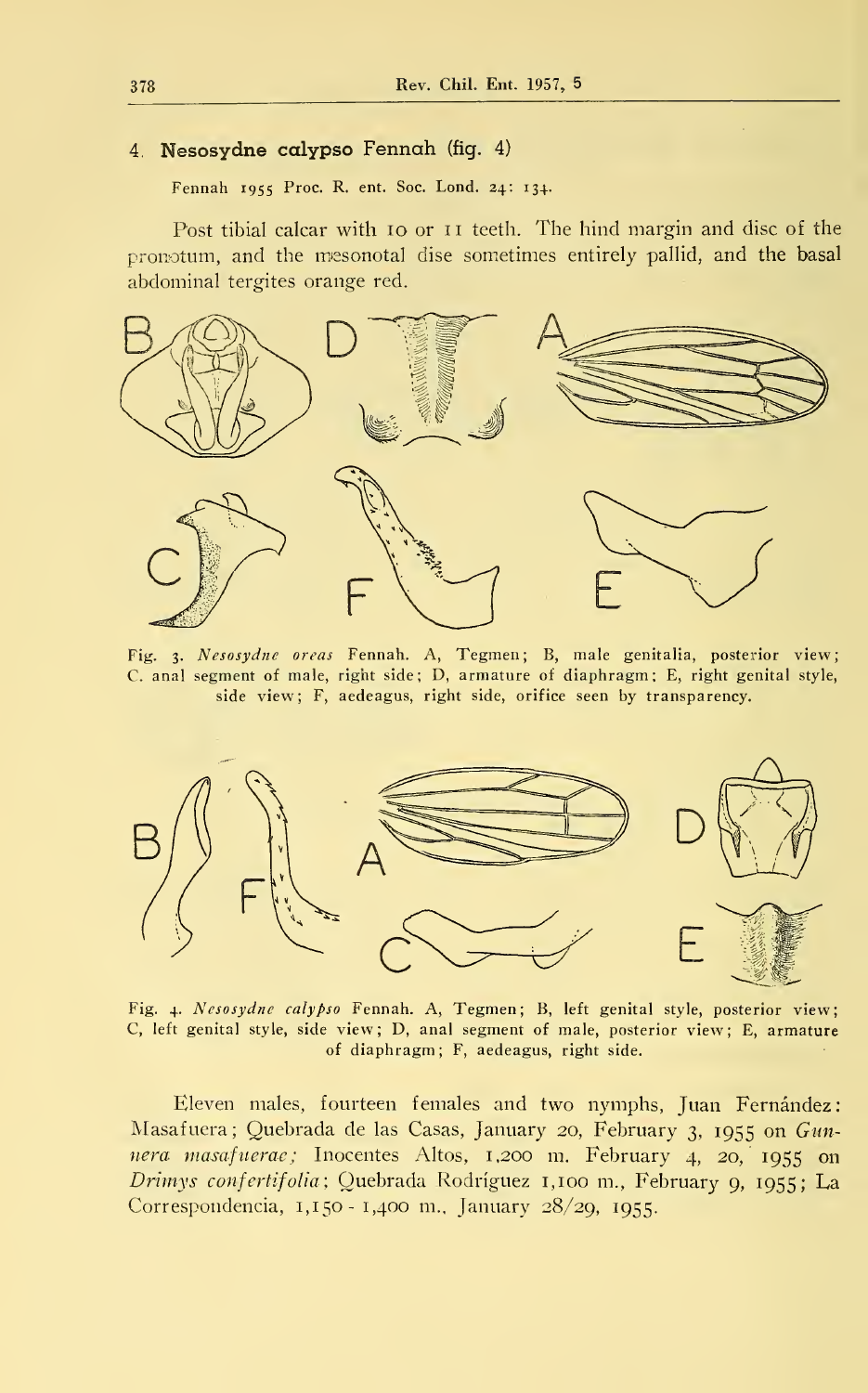## 4. Nesosydne calypso Fennah (fig. 4)

Fennah 1955 Proc. R. ent. Soc. Lond. 24: 134.

Post tibial calcar with 10 or 11 teeth. The hind margin and disc of the pronotum, and the mesonotal disc sometimes entirely pallid, and the basal abdominal tergites orange red.

Fig. 3. *Nesosydne oreas* Fennah. A, Tegmen; B, male genitalia, posterior view; C. anal segment of male, right side; D, armature of diaphragm; E, right genital style, side view; F, aedeagus, right side, orifice seen by transparency.

Fig. 4. *Nesosydne calypso* Fennah. A, Tegmen; B, left genital style, posterior view; C, left genital style, side view; D, anal segment of male, posterior view; E, armature of diaphragm; F, aedeagus, right side.

Eleven males, fourteen females and two nymphs, Juan Fernández: Masafuera; Quebrada de las Casas, January 20, February 3, 1955 on *Gunnera masafuerae;* Inocentes Altos, 1,200 m. February 4, 20, 1955 on *Drimys confertifolia*; Quebrada Rodríguez 1,100 m., February 9, 1955; La Correspondencia, 1,150 - 1,400 m., January 28/29, 1955.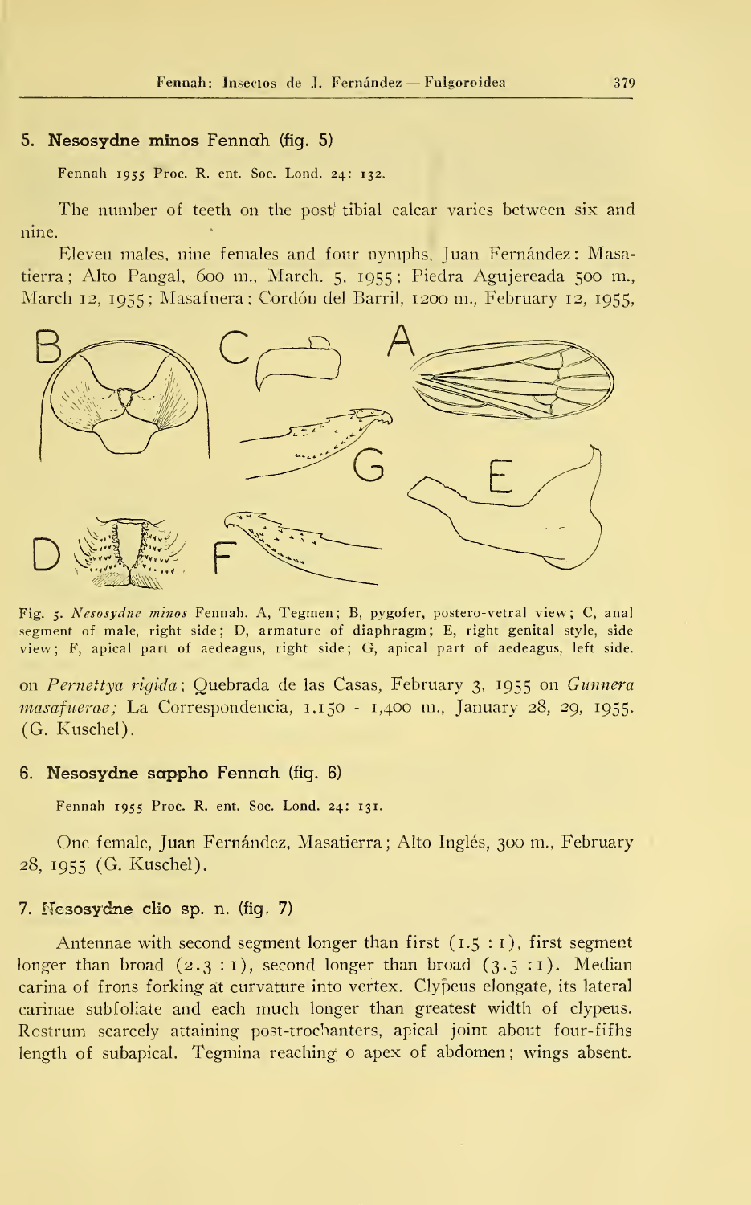## 5. **Nesosydne minos** Fennah (fig. 5)

Fennah 1955 Proc. R. ent. Soc. Lond. 24: 132.

The number of teeth on the post tibial calcar varies between six and nine.

Eleven males, nine females and four nymphs, Juan Fernández: Masatierra; Alto Pangal, 600 m., March. 5, 1955; Piedra Agujereada 500 m., March 12, 1955; Masafuera; Cordón del Barril, 1200 m., February 12, 1955, on *Pernettya rigida*; Quebrada de las Casas, February 3, 1955 on *Gunnera masafuerae;* La Correspondencia, 1,150 - 1,400 m., January 28, 29, 1955. (G. Kuschel).

Fig. 5. *Nesosydne minos* Fennah. A, Tegmen; B, pygofer, postero-vetral view; C, anal segment of male, right side; D, armature of diaphragm; E, right genital style, side view; F, apical part of aedeagus, right side; G, apical part of aedeagus, left side.

## 6. **Nesosydne sappho** Fennah (fig. 6)

Fennah 1955 Proc. R. ent. Soc. Lond. 24: 131.

One female, Juan Fernández, Masatierra; Alto Inglés, 300 m., February 28, 1955 (G. Kuschel).

## 7. **Nesosydne clio** sp. n. (fig. 7)

Antennae with second segment longer than first (1.5 : 1), first segment longer than broad (2.3 : 1), second longer than broad (3.5 : 1). Median carina of frons forking at curvature into vertex. Clypeus elongate, its lateral carinae subfoliate and each much longer than greatest width of clypeus. Rostrum scarcely attaining post-trochanters, apical joint about four-fifhs length of subapical. Tegmina reaching o apex of abdomen; wings absent.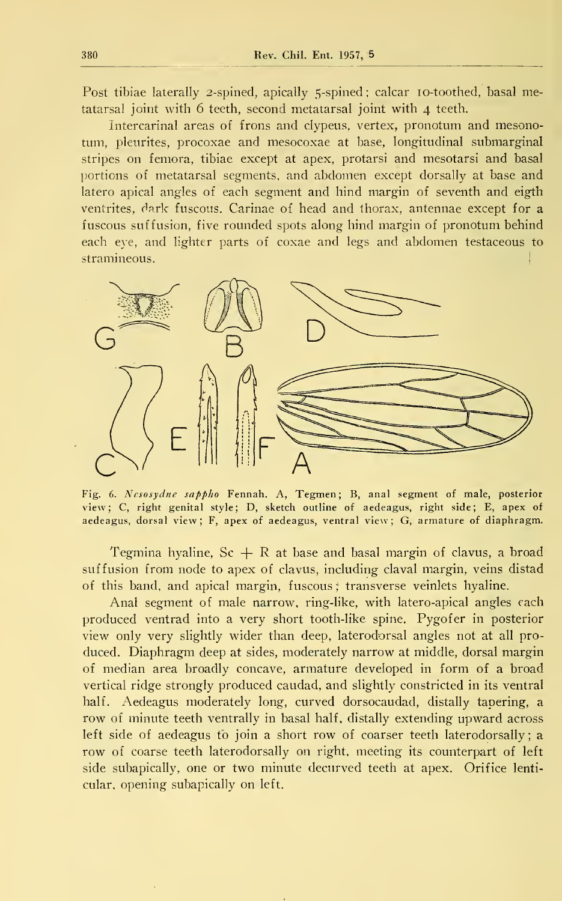Post tibiae laterally 2-spined, apically 5-spined; calcar 10-toothed, basal metatarsal joint with 6 teeth, second metatarsal joint with 4 teeth.

Intercarinal areas of frons and clypeus, vertex, pronotum and mesonotum, pleurites, procoxae and mesocoxae at base, longitudinal submarginal stripes on femora, tibiae except at apex, protarsi and mesotarsi and basal portions of metatarsal segments, and abdomen except dorsally at base and latero apical angles of each segment and hind margin of seventh and eigth ventrites, dark fuscous. Carinae of head and thorax, antennae except for a fuscous suffusion, five rounded spots along hind margin of pronotum behind each eye, and lighter parts of coxae and legs and abdomen testaceous to stramineous.

Fig. 6. *Nesosydne sappho* Fennah. A, Tegmen; B, anal segment of male, posterior view; C, right genital style; D, sketch outline of aedeagus, right side; E, apex of aedeagus, dorsal view; F, apex of aedeagus, ventral view; G, armature of diaphragm.

Tegmina hyaline, Sc + R at base and basal margin of clavus, a broad suffusion from node to apex of clavus, including claval margin, veins distad of this band, and apical margin, fuscous; transverse veinlets hyaline.

Anal segment of male narrow, ring-like, with latero-apical angles each produced ventrad into a very short tooth-like spine. Pygofer in posterior view only very slightly wider than deep, laterodorsal angles not at all produced. Diaphragm deep at sides, moderately narrow at middle, dorsal margin of median area broadly concave, armature developed in form of a broad vertical ridge strongly produced caudad, and slightly constricted in its ventral half. Aedeagus moderately long, curved dorsocaudad, distally tapering, a row of minute teeth ventrally in basal half, distally extending upward across left side of aedeagus to join a short row of coarser teeth laterodorsally; a row of coarse teeth laterodorsally on right, meeting its counterpart of left side subapically, one or two minute decurved teeth at apex. Orifice lenticular, opening subapically on left.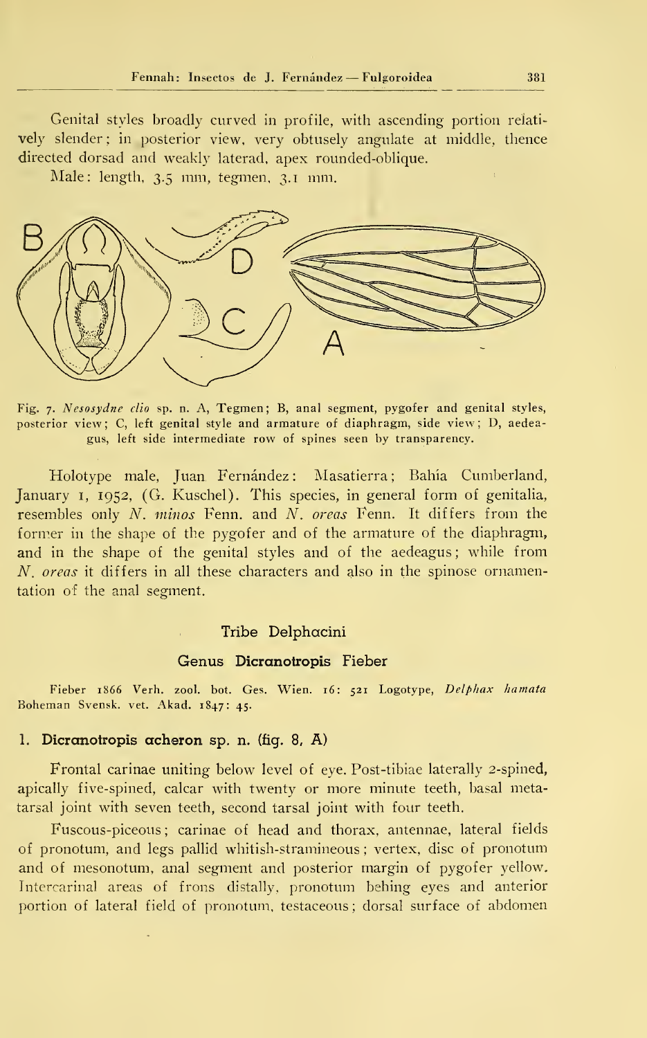Genital styles broadly curved in profile, with ascending portion relatively slender; in posterior view, very obtusely angulate at middle, thence directed dorsad and weakly laterad, apex rounded-oblique.

Male: length, 3.5 mm, tegmen, 3.1 mm.

Fig. 7. *Nesosydne clio* sp. n. A, Tegmen; B, anal segment, pygofer and genital styles, posterior view; C, left genital style and armature of diaphragm, side view; D, aedeagus, left side intermediate row of spines seen by transparency.

Holotype male, Juan Fernández: Masatierra; Bahía Cumberland, January 1, 1952, (G. Kuschel). This species, in general form of genitalia, resembles only *N. minos* Fenn. and *N. oreas* Fenn. It differs from the former in the shape of the pygofer and of the armature of the diaphragm, and in the shape of the genital styles and of the aedeagus; while from *N. oreas* it differs in all these characters and also in the spinose ornamentation of the anal segment.

## Tribe Delphacini

### Genus Dicranotropis Fieber

Fieber 1866 Verh. zool. bot. Ges. Wien. 16: 521 Logotype, *Delphax hamata* Boheman Svensk. vet. Akad. 1847: 45.

#### 1. Dicranotropis acheron sp. n. (fig. 8, A)

Frontal carinae uniting below level of eye. Post-tibiae laterally 2-spined, apically five-spined, calcar with twenty or more minute teeth, basal metatarsal joint with seven teeth, second tarsal joint with four teeth.

Fuscous-piceous; carinae of head and thorax, antennae, lateral fields of pronotum, and legs pallid whitish-stramineous; vertex, disc of pronotum and of mesonotum, anal segment and posterior margin of pygofer yellow. Intercarinal areas of frons distally, pronotum behing eyes and anterior portion of lateral field of pronotum, testaceous; dorsal surface of abdomen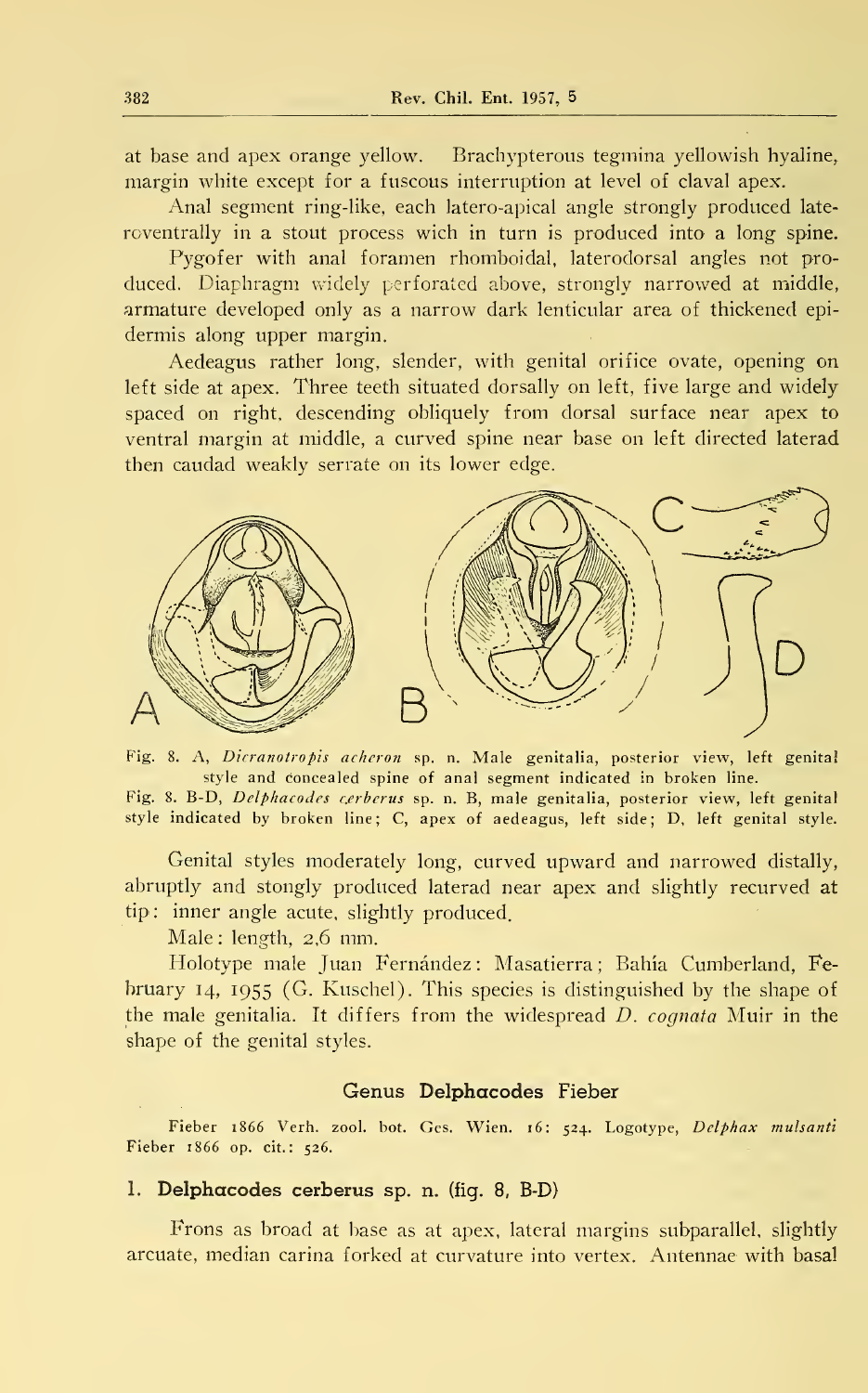at base and apex orange yellow. Brachypterous tegmina yellowish hyaline, margin white except for a fuscous interruption at level of claval apex.

Anal segment ring-like, each latero-apical angle strongly produced lateroventrally in a stout process wich in turn is produced into a long spine.

Pygofer with anal foramen rhomboidal, laterodorsal angles not produced. Diaphragm widely perforated above, strongly narrowed at middle, armature developed only as a narrow dark lenticular area of thickened epidermis along upper margin.

Aedeagus rather long, slender, with genital orifice ovate, opening on left side at apex. Three teeth situated dorsally on left, five large and widely spaced on right, descending obliquely from dorsal surface near apex to ventral margin at middle, a curved spine near base on left directed laterad then caudad weakly serrate on its lower edge.

Fig. 8. A, *Dicranotropis acheron* sp. n. Male genitalia, posterior view, left genital style and concealed spine of anal segment indicated in broken line.
Fig. 8. B-D, *Delphacodes cerberus* sp. n. B, male genitalia, posterior view, left genital style indicated by broken line; C, apex of aedeagus, left side; D, left genital style.

Genital styles moderately long, curved upward and narrowed distally, abruptly and stongly produced laterad near apex and slightly recurved at tip: inner angle acute, slightly produced.

Male: length, 2,6 mm.

Holotype male Juan Fernández: Masatierra; Bahía Cumberland, February 14, 1955 (G. Kuschel). This species is distinguished by the shape of the male genitalia. It differs from the widespread *D. cognata* Muir in the shape of the genital styles.

## Genus Delphacodes Fieber

Fieber 1866 Verh. zool. bot. Ges. Wien. 16: 524. Logotype, *Delphax mulsanti* Fieber 1866 op. cit.: 526.

### 1. Delphacodes cerberus sp. n. (fig. 8, B-D)

Frons as broad at base as at apex, lateral margins subparallel, slightly arcuate, median carina forked at curvature into vertex. Antennae with basal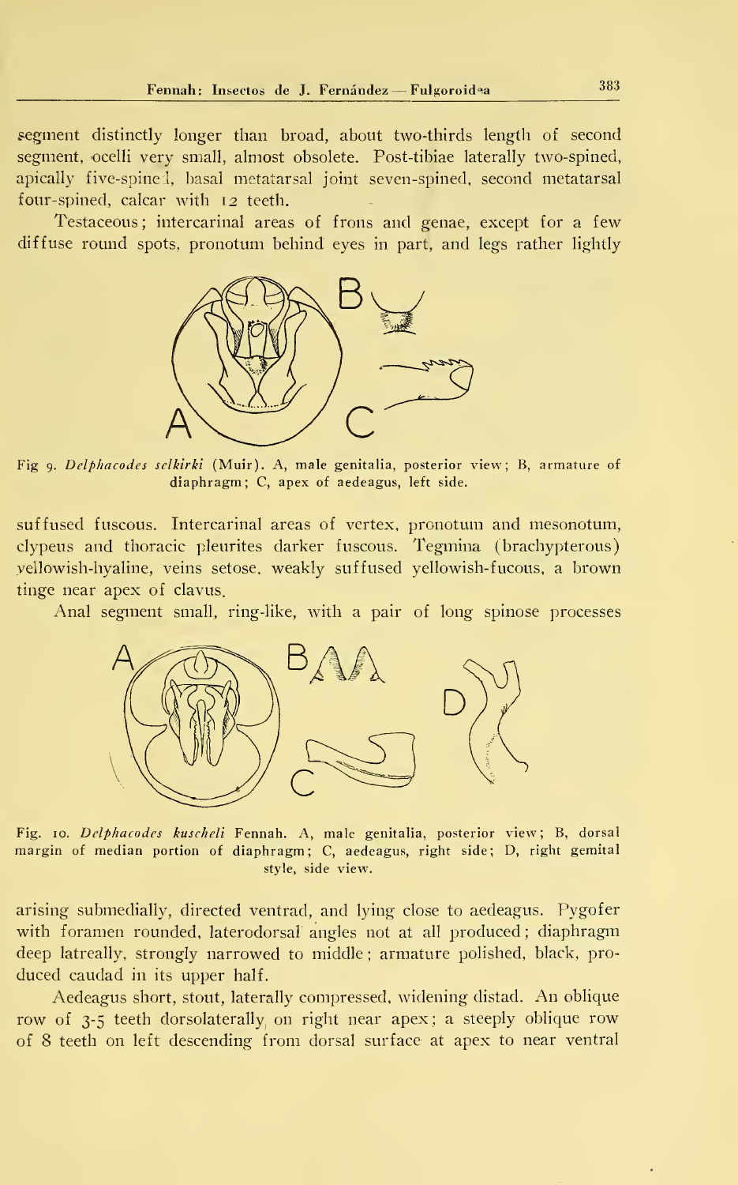segment distinctly longer than broad, about two-thirds length of second segment, ocelli very small, almost obsolete. Post-tibiae laterally two-spined, apically five-spined, basal metatarsal joint seven-spined, second metatarsal four-spined, calcar with 12 teeth.

Testaceous; intercarinal areas of frons and genae, except for a few diffuse round spots, pronotum behind eyes in part, and legs rather lightly

Fig 9. *Delphacodes selkirki* (Muir). A, male genitalia, posterior view; B, armature of diaphragm; C, apex of aedeagus, left side.

suffused fuscous. Intercarinal areas of vertex, pronotum and mesonotum, clypeus and thoracic pleurites darker fuscous. Tegmina (brachypterous) yellowish-hyaline, veins setose, weakly suffused yellowish-fucous, a brown tinge near apex of clavus.

Anal segment small, ring-like, with a pair of long spinose processes

Fig. 10. *Delphacodes kuscheli* Fennah. A, male genitalia, posterior view; B, dorsal margin of median portion of diaphragm; C, aedeagus, right side; D, right gemital style, side view.

arising submedially, directed ventrad, and lying close to aedeagus. Pygofer with foramen rounded, laterodorsal angles not at all produced; diaphragm deep latreally, strongly narrowed to middle; armature polished, black, produced caudad in its upper half.

Aedeagus short, stout, laterally compressed, widening distad. An oblique row of 3-5 teeth dorsolaterally on right near apex; a steeply oblique row of 8 teeth on left descending from dorsal surface at apex to near ventral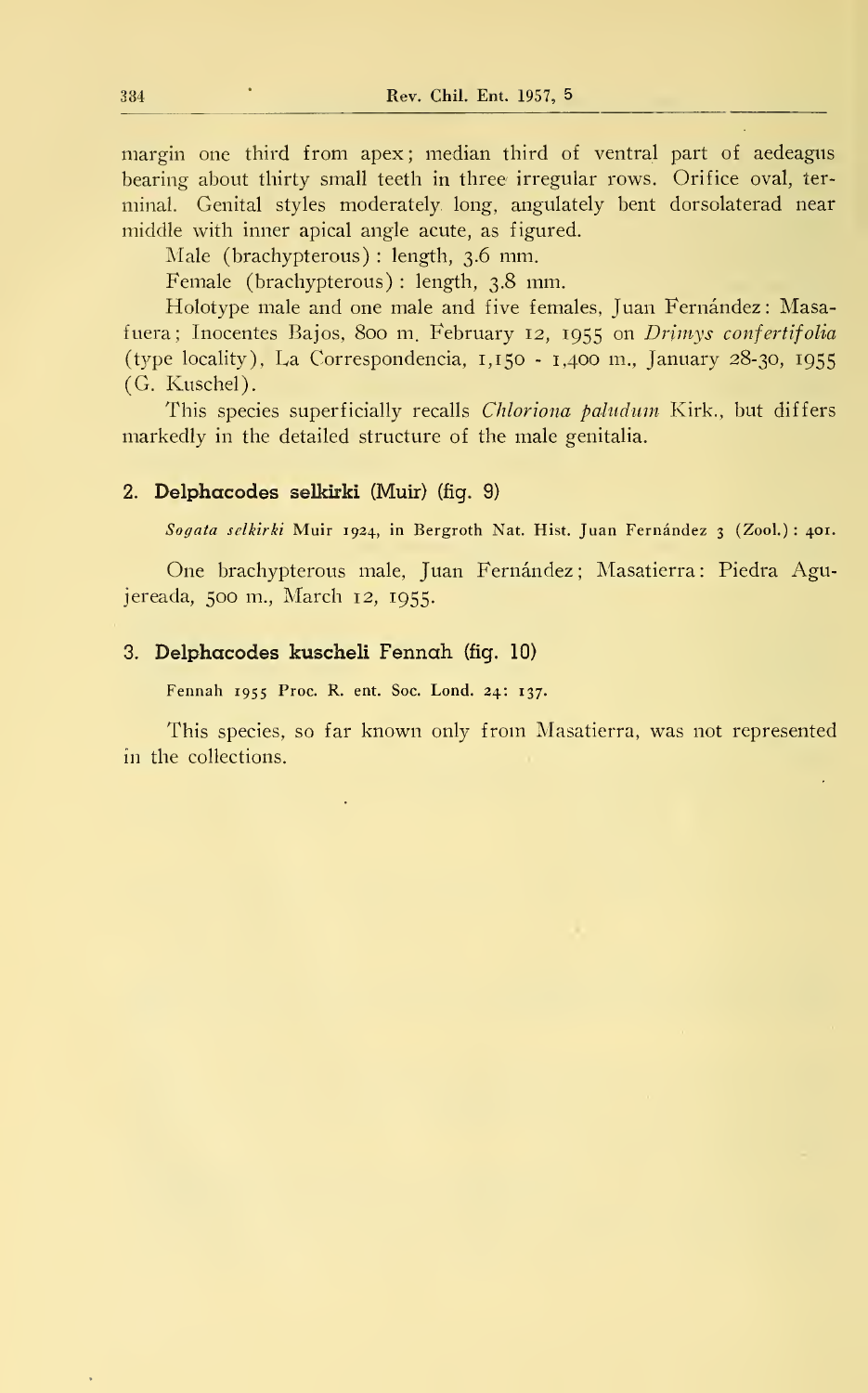margin one third from apex; median third of ventral part of aedeagus bearing about thirty small teeth in three irregular rows. Orifice oval, terminal. Genital styles moderately long, angulately bent dorsolaterad near middle with inner apical angle acute, as figured.

Male (brachypterous): length, 3.6 mm.

Female (brachypterous): length, 3.8 mm.

Holotype male and one male and five females, Juan Fernández: Masafuera; Inocentes Bajos, 800 m. February 12, 1955 on *Drimys confertifolia* (type locality), La Correspondencia, 1,150 - 1,400 m., January 28-30, 1955 (G. Kuschel).

This species superficially recalls *Chloriona paludum* Kirk., but differs markedly in the detailed structure of the male genitalia.

### 2. **Delphacodes selkirki** (Muir) (fig. 9)

*Sogata selkirki* Muir 1924, in Bergroth Nat. Hist. Juan Fernández 3 (Zool.): 401.

One brachypterous male, Juan Fernández; Masatierra: Piedra Agujereada, 500 m., March 12, 1955.

### 3. **Delphacodes kuscheli** Fennah (fig. 10)

Fennah 1955 Proc. R. ent. Soc. Lond. 24: 137.

This species, so far known only from Masatierra, was not represented in the collections.